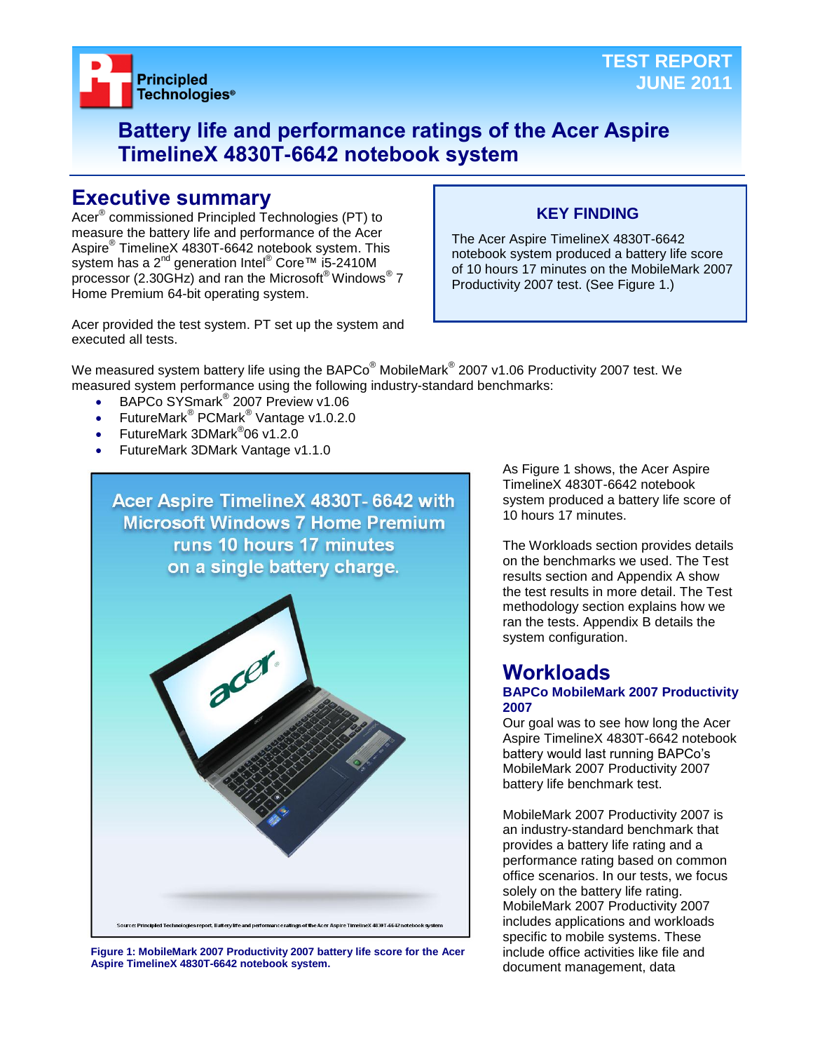TEST REPORT
JUNE 2011

# Battery life and performance ratings of the Acer Aspire TimelineX 4830T-6642 notebook system

## Executive summary

Acer® commissioned Principled Technologies (PT) to measure the battery life and performance of the Acer Aspire® TimelineX 4830T-6642 notebook system. This system has a 2nd generation Intel® Core™ i5-2410M processor (2.30GHz) and ran the Microsoft® Windows® 7 Home Premium 64-bit operating system.

Acer provided the test system. PT set up the system and executed all tests.

**KEY FINDING**

The Acer Aspire TimelineX 4830T-6642 notebook system produced a battery life score of 10 hours 17 minutes on the MobileMark 2007 Productivity 2007 test. (See Figure 1.)

We measured system battery life using the BAPCo® MobileMark® 2007 v1.06 Productivity 2007 test. We measured system performance using the following industry-standard benchmarks:

- BAPCo SYSmark® 2007 Preview v1.06
- FutureMark® PCMark® Vantage v1.0.2.0
- FutureMark 3DMark®06 v1.2.0
- FutureMark 3DMark Vantage v1.1.0

Acer Aspire TimelineX 4830T- 6642 with Microsoft Windows 7 Home Premium runs 10 hours 17 minutes on a single battery charge.

Source: Principled Technologies report, Battery life and performance ratings of the Acer Aspire TimelineX 4830T-6642 notebook system

**Figure 1: MobileMark 2007 Productivity 2007 battery life score for the Acer Aspire TimelineX 4830T-6642 notebook system.**

As Figure 1 shows, the Acer Aspire TimelineX 4830T-6642 notebook system produced a battery life score of 10 hours 17 minutes.

The Workloads section provides details on the benchmarks we used. The Test results section and Appendix A show the test results in more detail. The Test methodology section explains how we ran the tests. Appendix B details the system configuration.

## Workloads

### BAPCo MobileMark 2007 Productivity 2007

Our goal was to see how long the Acer Aspire TimelineX 4830T-6642 notebook battery would last running BAPCo's MobileMark 2007 Productivity 2007 battery life benchmark test.

MobileMark 2007 Productivity 2007 is an industry-standard benchmark that provides a battery life rating and a performance rating based on common office scenarios. In our tests, we focus solely on the battery life rating. MobileMark 2007 Productivity 2007 includes applications and workloads specific to mobile systems. These include office activities like file and document management, data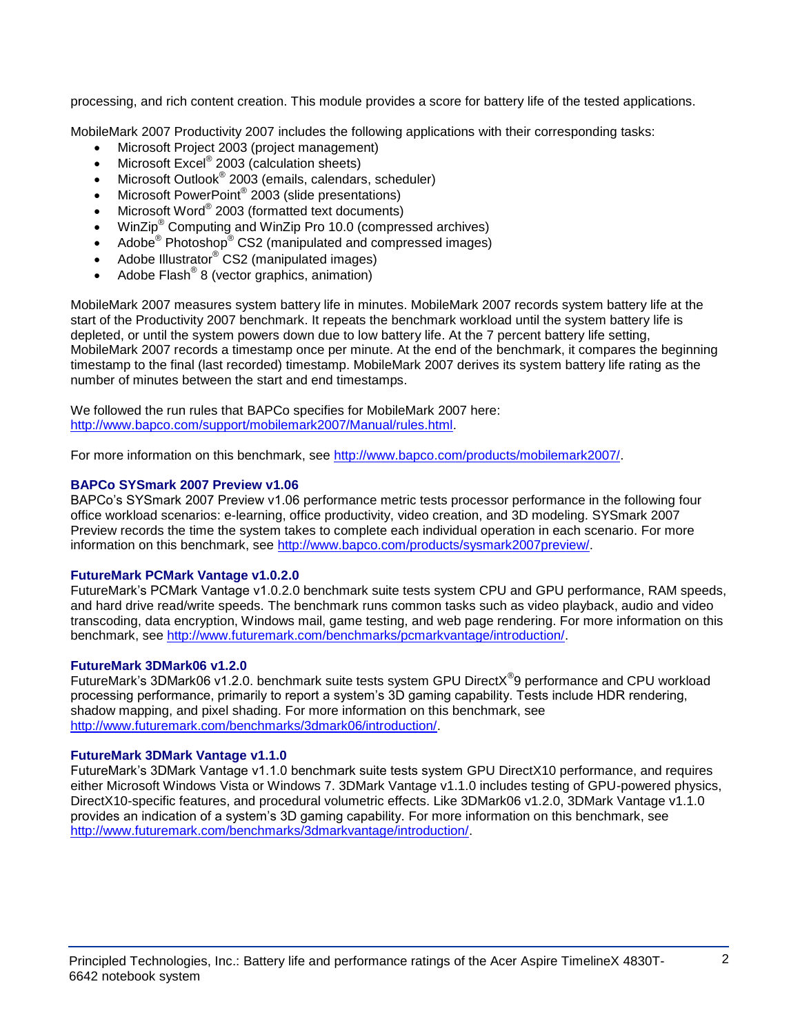processing, and rich content creation. This module provides a score for battery life of the tested applications.

MobileMark 2007 Productivity 2007 includes the following applications with their corresponding tasks:

- Microsoft Project 2003 (project management)
- Microsoft Excel® 2003 (calculation sheets)
- Microsoft Outlook® 2003 (emails, calendars, scheduler)
- Microsoft PowerPoint® 2003 (slide presentations)
- Microsoft Word® 2003 (formatted text documents)
- WinZip® Computing and WinZip Pro 10.0 (compressed archives)
- Adobe® Photoshop® CS2 (manipulated and compressed images)
- Adobe Illustrator® CS2 (manipulated images)
- Adobe Flash® 8 (vector graphics, animation)

MobileMark 2007 measures system battery life in minutes. MobileMark 2007 records system battery life at the start of the Productivity 2007 benchmark. It repeats the benchmark workload until the system battery life is depleted, or until the system powers down due to low battery life. At the 7 percent battery life setting, MobileMark 2007 records a timestamp once per minute. At the end of the benchmark, it compares the beginning timestamp to the final (last recorded) timestamp. MobileMark 2007 derives its system battery life rating as the number of minutes between the start and end timestamps.

We followed the run rules that BAPCo specifies for MobileMark 2007 here: http://www.bapco.com/support/mobilemark2007/Manual/rules.html.

For more information on this benchmark, see http://www.bapco.com/products/mobilemark2007/.

### BAPCo SYSmark 2007 Preview v1.06

BAPCo's SYSmark 2007 Preview v1.06 performance metric tests processor performance in the following four office workload scenarios: e-learning, office productivity, video creation, and 3D modeling. SYSmark 2007 Preview records the time the system takes to complete each individual operation in each scenario. For more information on this benchmark, see http://www.bapco.com/products/sysmark2007preview/.

### FutureMark PCMark Vantage v1.0.2.0

FutureMark's PCMark Vantage v1.0.2.0 benchmark suite tests system CPU and GPU performance, RAM speeds, and hard drive read/write speeds. The benchmark runs common tasks such as video playback, audio and video transcoding, data encryption, Windows mail, game testing, and web page rendering. For more information on this benchmark, see http://www.futuremark.com/benchmarks/pcmarkvantage/introduction/.

### FutureMark 3DMark06 v1.2.0

FutureMark's 3DMark06 v1.2.0. benchmark suite tests system GPU DirectX®9 performance and CPU workload processing performance, primarily to report a system's 3D gaming capability. Tests include HDR rendering, shadow mapping, and pixel shading. For more information on this benchmark, see http://www.futuremark.com/benchmarks/3dmark06/introduction/.

### FutureMark 3DMark Vantage v1.1.0

FutureMark's 3DMark Vantage v1.1.0 benchmark suite tests system GPU DirectX10 performance, and requires either Microsoft Windows Vista or Windows 7. 3DMark Vantage v1.1.0 includes testing of GPU-powered physics, DirectX10-specific features, and procedural volumetric effects. Like 3DMark06 v1.2.0, 3DMark Vantage v1.1.0 provides an indication of a system's 3D gaming capability. For more information on this benchmark, see http://www.futuremark.com/benchmarks/3dmarkvantage/introduction/.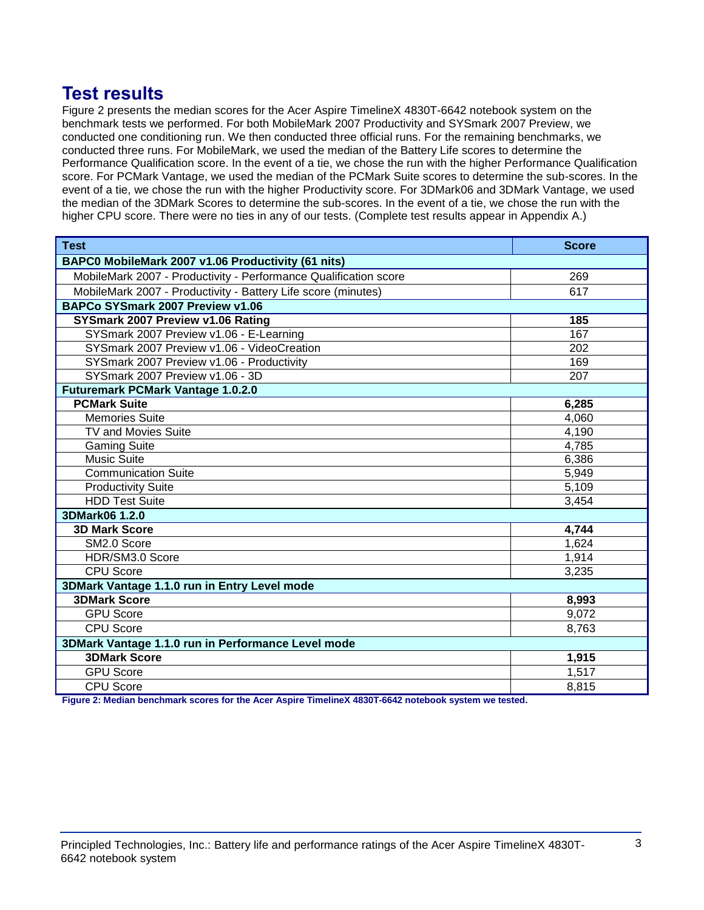## Test results

Figure 2 presents the median scores for the Acer Aspire TimelineX 4830T-6642 notebook system on the benchmark tests we performed. For both MobileMark 2007 Productivity and SYSmark 2007 Preview, we conducted one conditioning run. We then conducted three official runs. For the remaining benchmarks, we conducted three runs. For MobileMark, we used the median of the Battery Life scores to determine the Performance Qualification score. In the event of a tie, we chose the run with the higher Performance Qualification score. For PCMark Vantage, we used the median of the PCMark Suite scores to determine the sub-scores. In the event of a tie, we chose the run with the higher Productivity score. For 3DMark06 and 3DMark Vantage, we used the median of the 3DMark Scores to determine the sub-scores. In the event of a tie, we chose the run with the higher CPU score. There were no ties in any of our tests. (Complete test results appear in Appendix A.)

| Test | Score |
|---|---|
| **BAPC0 MobileMark 2007 v1.06 Productivity (61 nits)** | |
| MobileMark 2007 - Productivity - Performance Qualification score | 269 |
| MobileMark 2007 - Productivity - Battery Life score (minutes) | 617 |
| **BAPCo SYSmark 2007 Preview v1.06** | |
| **SYSmark 2007 Preview v1.06 Rating** | **185** |
| SYSmark 2007 Preview v1.06 - E-Learning | 167 |
| SYSmark 2007 Preview v1.06 - VideoCreation | 202 |
| SYSmark 2007 Preview v1.06 - Productivity | 169 |
| SYSmark 2007 Preview v1.06 - 3D | 207 |
| **Futuremark PCMark Vantage 1.0.2.0** | |
| **PCMark Suite** | **6,285** |
| Memories Suite | 4,060 |
| TV and Movies Suite | 4,190 |
| Gaming Suite | 4,785 |
| Music Suite | 6,386 |
| Communication Suite | 5,949 |
| Productivity Suite | 5,109 |
| HDD Test Suite | 3,454 |
| **3DMark06 1.2.0** | |
| **3D Mark Score** | **4,744** |
| SM2.0 Score | 1,624 |
| HDR/SM3.0 Score | 1,914 |
| CPU Score | 3,235 |
| **3DMark Vantage 1.1.0 run in Entry Level mode** | |
| **3DMark Score** | **8,993** |
| GPU Score | 9,072 |
| CPU Score | 8,763 |
| **3DMark Vantage 1.1.0 run in Performance Level mode** | |
| **3DMark Score** | **1,915** |
| GPU Score | 1,517 |
| CPU Score | 8,815 |

**Figure 2: Median benchmark scores for the Acer Aspire TimelineX 4830T-6642 notebook system we tested.**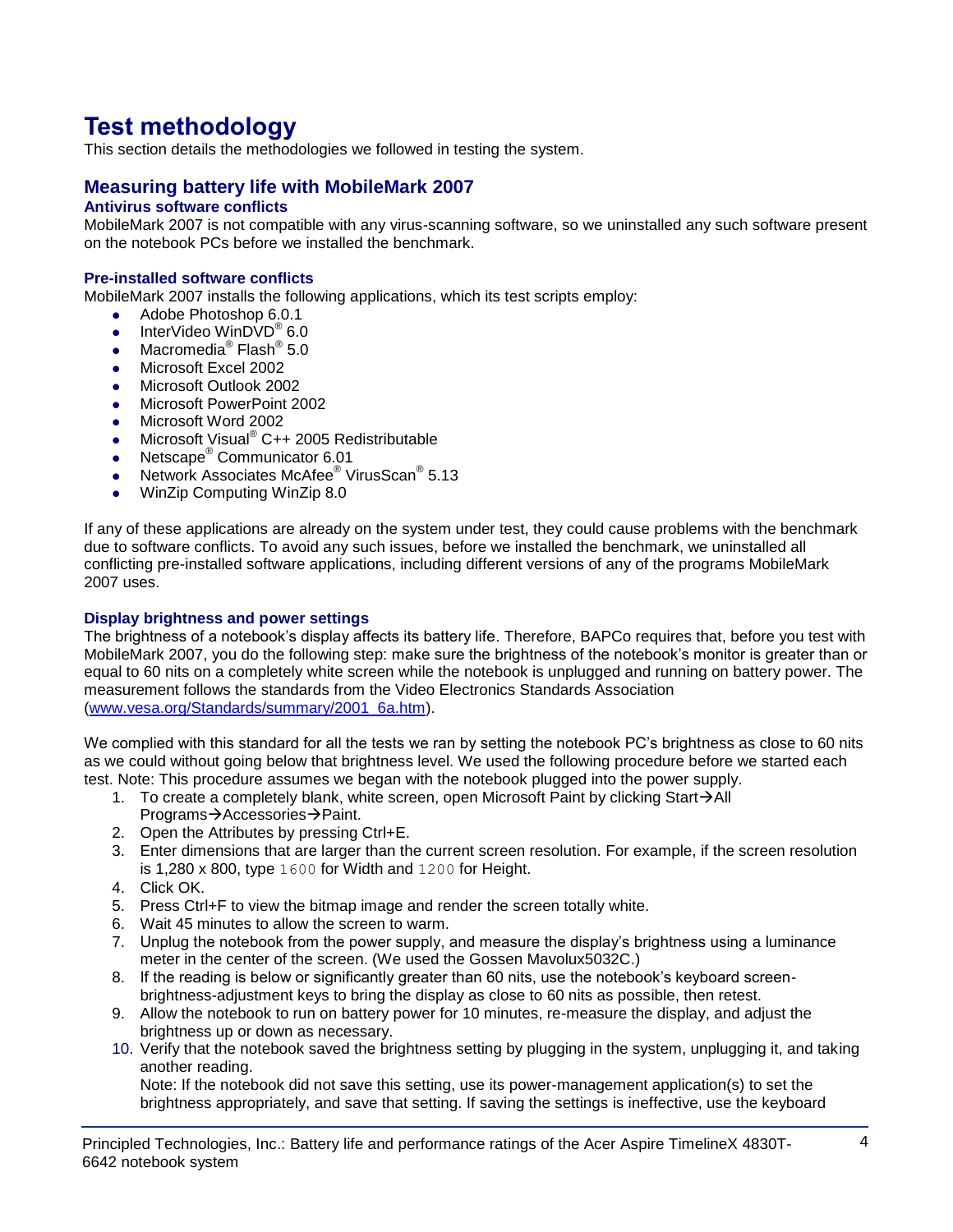# Test methodology

This section details the methodologies we followed in testing the system.

## Measuring battery life with MobileMark 2007

### Antivirus software conflicts

MobileMark 2007 is not compatible with any virus-scanning software, so we uninstalled any such software present on the notebook PCs before we installed the benchmark.

### Pre-installed software conflicts

MobileMark 2007 installs the following applications, which its test scripts employ:

- Adobe Photoshop 6.0.1
- InterVideo WinDVD® 6.0
- Macromedia® Flash® 5.0
- Microsoft Excel 2002
- Microsoft Outlook 2002
- Microsoft PowerPoint 2002
- Microsoft Word 2002
- Microsoft Visual® C++ 2005 Redistributable
- Netscape® Communicator 6.01
- Network Associates McAfee® VirusScan® 5.13
- WinZip Computing WinZip 8.0

If any of these applications are already on the system under test, they could cause problems with the benchmark due to software conflicts. To avoid any such issues, before we installed the benchmark, we uninstalled all conflicting pre-installed software applications, including different versions of any of the programs MobileMark 2007 uses.

### Display brightness and power settings

The brightness of a notebook's display affects its battery life. Therefore, BAPCo requires that, before you test with MobileMark 2007, you do the following step: make sure the brightness of the notebook's monitor is greater than or equal to 60 nits on a completely white screen while the notebook is unplugged and running on battery power. The measurement follows the standards from the Video Electronics Standards Association (www.vesa.org/Standards/summary/2001_6a.htm).

We complied with this standard for all the tests we ran by setting the notebook PC's brightness as close to 60 nits as we could without going below that brightness level. We used the following procedure before we started each test. Note: This procedure assumes we began with the notebook plugged into the power supply.

1. To create a completely blank, white screen, open Microsoft Paint by clicking Start→All Programs→Accessories→Paint.
2. Open the Attributes by pressing Ctrl+E.
3. Enter dimensions that are larger than the current screen resolution. For example, if the screen resolution is 1,280 x 800, type `1600` for Width and `1200` for Height.
4. Click OK.
5. Press Ctrl+F to view the bitmap image and render the screen totally white.
6. Wait 45 minutes to allow the screen to warm.
7. Unplug the notebook from the power supply, and measure the display's brightness using a luminance meter in the center of the screen. (We used the Gossen Mavolux5032C.)
8. If the reading is below or significantly greater than 60 nits, use the notebook's keyboard screen-brightness-adjustment keys to bring the display as close to 60 nits as possible, then retest.
9. Allow the notebook to run on battery power for 10 minutes, re-measure the display, and adjust the brightness up or down as necessary.
10. Verify that the notebook saved the brightness setting by plugging in the system, unplugging it, and taking another reading.
    Note: If the notebook did not save this setting, use its power-management application(s) to set the brightness appropriately, and save that setting. If saving the settings is ineffective, use the keyboard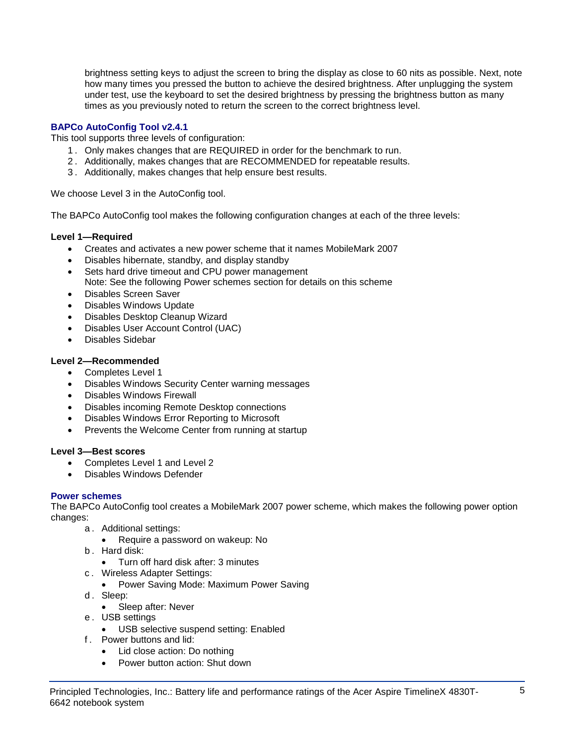brightness setting keys to adjust the screen to bring the display as close to 60 nits as possible. Next, note how many times you pressed the button to achieve the desired brightness. After unplugging the system under test, use the keyboard to set the desired brightness by pressing the brightness button as many times as you previously noted to return the screen to the correct brightness level.

## BAPCo AutoConfig Tool v2.4.1

This tool supports three levels of configuration:

1. Only makes changes that are REQUIRED in order for the benchmark to run.
2. Additionally, makes changes that are RECOMMENDED for repeatable results.
3. Additionally, makes changes that help ensure best results.

We choose Level 3 in the AutoConfig tool.

The BAPCo AutoConfig tool makes the following configuration changes at each of the three levels:

**Level 1—Required**

- Creates and activates a new power scheme that it names MobileMark 2007
- Disables hibernate, standby, and display standby
- Sets hard drive timeout and CPU power management
  Note: See the following Power schemes section for details on this scheme
- Disables Screen Saver
- Disables Windows Update
- Disables Desktop Cleanup Wizard
- Disables User Account Control (UAC)
- Disables Sidebar

**Level 2—Recommended**

- Completes Level 1
- Disables Windows Security Center warning messages
- Disables Windows Firewall
- Disables incoming Remote Desktop connections
- Disables Windows Error Reporting to Microsoft
- Prevents the Welcome Center from running at startup

**Level 3—Best scores**

- Completes Level 1 and Level 2
- Disables Windows Defender

## Power schemes

The BAPCo AutoConfig tool creates a MobileMark 2007 power scheme, which makes the following power option changes:

a. Additional settings:
   - Require a password on wakeup: No
b. Hard disk:
   - Turn off hard disk after: 3 minutes
c. Wireless Adapter Settings:
   - Power Saving Mode: Maximum Power Saving
d. Sleep:
   - Sleep after: Never
e. USB settings
   - USB selective suspend setting: Enabled
f. Power buttons and lid:
   - Lid close action: Do nothing
   - Power button action: Shut down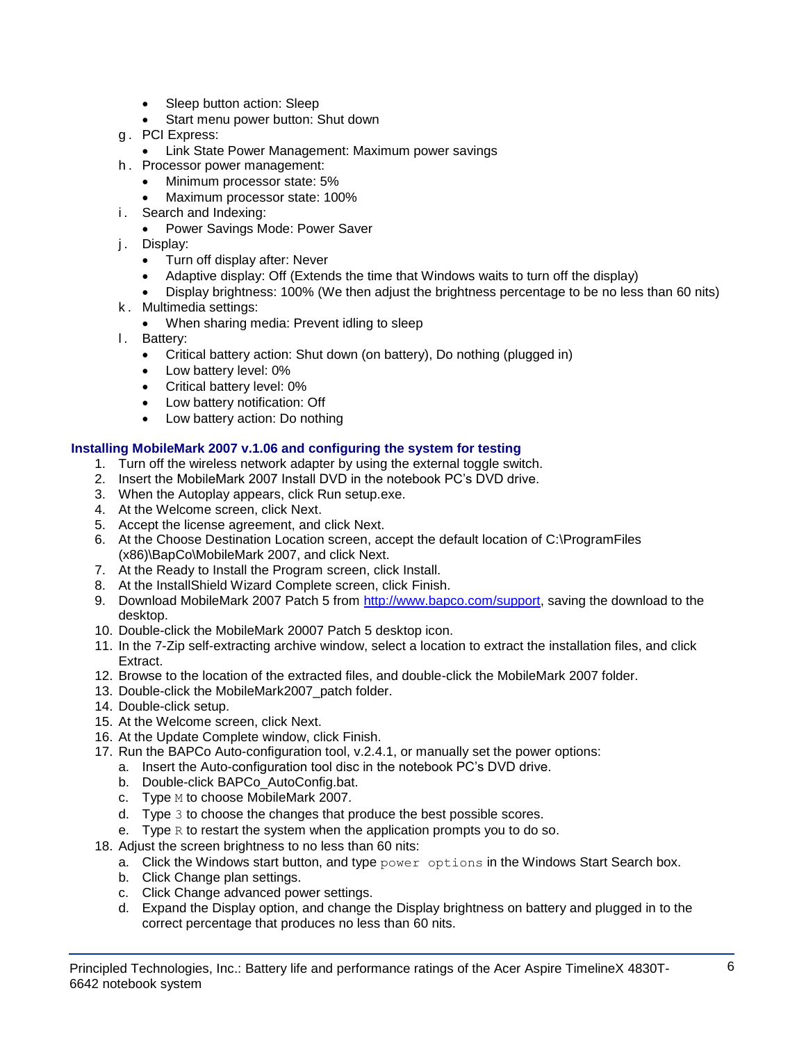- Sleep button action: Sleep
- Start menu power button: Shut down

g. PCI Express:
- Link State Power Management: Maximum power savings

h. Processor power management:
- Minimum processor state: 5%
- Maximum processor state: 100%

i. Search and Indexing:
- Power Savings Mode: Power Saver

j. Display:
- Turn off display after: Never
- Adaptive display: Off (Extends the time that Windows waits to turn off the display)
- Display brightness: 100% (We then adjust the brightness percentage to be no less than 60 nits)

k. Multimedia settings:
- When sharing media: Prevent idling to sleep

l. Battery:
- Critical battery action: Shut down (on battery), Do nothing (plugged in)
- Low battery level: 0%
- Critical battery level: 0%
- Low battery notification: Off
- Low battery action: Do nothing

### Installing MobileMark 2007 v.1.06 and configuring the system for testing

1. Turn off the wireless network adapter by using the external toggle switch.
2. Insert the MobileMark 2007 Install DVD in the notebook PC's DVD drive.
3. When the Autoplay appears, click Run setup.exe.
4. At the Welcome screen, click Next.
5. Accept the license agreement, and click Next.
6. At the Choose Destination Location screen, accept the default location of C:\ProgramFiles (x86)\BapCo\MobileMark 2007, and click Next.
7. At the Ready to Install the Program screen, click Install.
8. At the InstallShield Wizard Complete screen, click Finish.
9. Download MobileMark 2007 Patch 5 from http://www.bapco.com/support, saving the download to the desktop.
10. Double-click the MobileMark 20007 Patch 5 desktop icon.
11. In the 7-Zip self-extracting archive window, select a location to extract the installation files, and click Extract.
12. Browse to the location of the extracted files, and double-click the MobileMark 2007 folder.
13. Double-click the MobileMark2007_patch folder.
14. Double-click setup.
15. At the Welcome screen, click Next.
16. At the Update Complete window, click Finish.
17. Run the BAPCo Auto-configuration tool, v.2.4.1, or manually set the power options:
    a. Insert the Auto-configuration tool disc in the notebook PC's DVD drive.
    b. Double-click BAPCo_AutoConfig.bat.
    c. Type `M` to choose MobileMark 2007.
    d. Type `3` to choose the changes that produce the best possible scores.
    e. Type `R` to restart the system when the application prompts you to do so.
18. Adjust the screen brightness to no less than 60 nits:
    a. Click the Windows start button, and type `power options` in the Windows Start Search box.
    b. Click Change plan settings.
    c. Click Change advanced power settings.
    d. Expand the Display option, and change the Display brightness on battery and plugged in to the correct percentage that produces no less than 60 nits.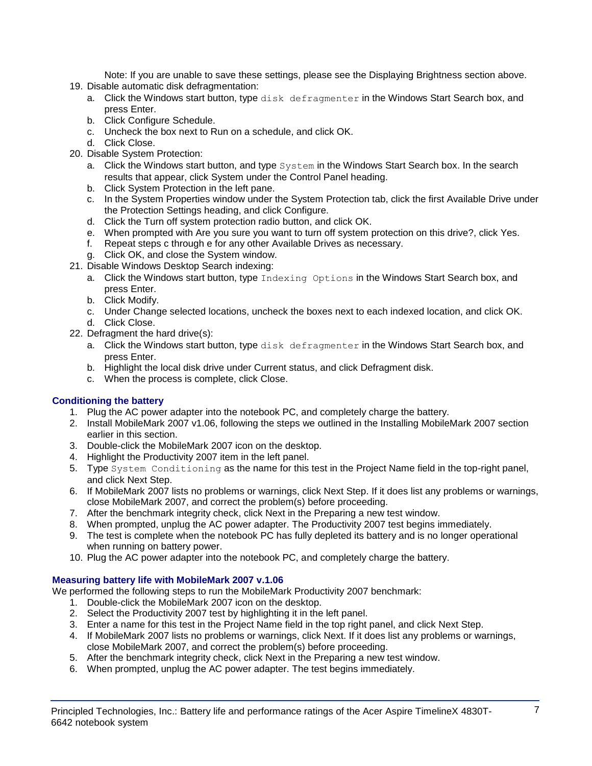Note: If you are unable to save these settings, please see the Displaying Brightness section above.

19. Disable automatic disk defragmentation:
    a. Click the Windows start button, type `disk defragmenter` in the Windows Start Search box, and press Enter.
    b. Click Configure Schedule.
    c. Uncheck the box next to Run on a schedule, and click OK.
    d. Click Close.
20. Disable System Protection:
    a. Click the Windows start button, and type `System` in the Windows Start Search box. In the search results that appear, click System under the Control Panel heading.
    b. Click System Protection in the left pane.
    c. In the System Properties window under the System Protection tab, click the first Available Drive under the Protection Settings heading, and click Configure.
    d. Click the Turn off system protection radio button, and click OK.
    e. When prompted with Are you sure you want to turn off system protection on this drive?, click Yes.
    f. Repeat steps c through e for any other Available Drives as necessary.
    g. Click OK, and close the System window.
21. Disable Windows Desktop Search indexing:
    a. Click the Windows start button, type `Indexing Options` in the Windows Start Search box, and press Enter.
    b. Click Modify.
    c. Under Change selected locations, uncheck the boxes next to each indexed location, and click OK.
    d. Click Close.
22. Defragment the hard drive(s):
    a. Click the Windows start button, type `disk defragmenter` in the Windows Start Search box, and press Enter.
    b. Highlight the local disk drive under Current status, and click Defragment disk.
    c. When the process is complete, click Close.

### Conditioning the battery

1. Plug the AC power adapter into the notebook PC, and completely charge the battery.
2. Install MobileMark 2007 v1.06, following the steps we outlined in the Installing MobileMark 2007 section earlier in this section.
3. Double-click the MobileMark 2007 icon on the desktop.
4. Highlight the Productivity 2007 item in the left panel.
5. Type `System Conditioning` as the name for this test in the Project Name field in the top-right panel, and click Next Step.
6. If MobileMark 2007 lists no problems or warnings, click Next Step. If it does list any problems or warnings, close MobileMark 2007, and correct the problem(s) before proceeding.
7. After the benchmark integrity check, click Next in the Preparing a new test window.
8. When prompted, unplug the AC power adapter. The Productivity 2007 test begins immediately.
9. The test is complete when the notebook PC has fully depleted its battery and is no longer operational when running on battery power.
10. Plug the AC power adapter into the notebook PC, and completely charge the battery.

### Measuring battery life with MobileMark 2007 v.1.06

We performed the following steps to run the MobileMark Productivity 2007 benchmark:

1. Double-click the MobileMark 2007 icon on the desktop.
2. Select the Productivity 2007 test by highlighting it in the left panel.
3. Enter a name for this test in the Project Name field in the top right panel, and click Next Step.
4. If MobileMark 2007 lists no problems or warnings, click Next. If it does list any problems or warnings, close MobileMark 2007, and correct the problem(s) before proceeding.
5. After the benchmark integrity check, click Next in the Preparing a new test window.
6. When prompted, unplug the AC power adapter. The test begins immediately.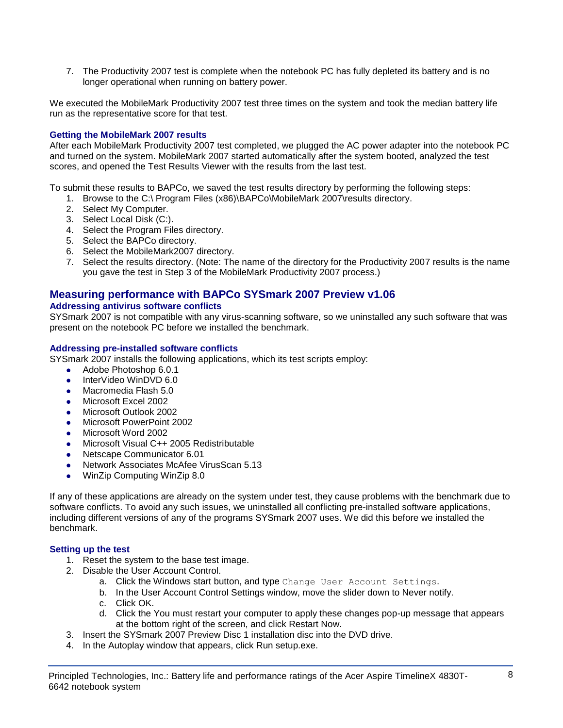7. The Productivity 2007 test is complete when the notebook PC has fully depleted its battery and is no longer operational when running on battery power.

We executed the MobileMark Productivity 2007 test three times on the system and took the median battery life run as the representative score for that test.

### Getting the MobileMark 2007 results

After each MobileMark Productivity 2007 test completed, we plugged the AC power adapter into the notebook PC and turned on the system. MobileMark 2007 started automatically after the system booted, analyzed the test scores, and opened the Test Results Viewer with the results from the last test.

To submit these results to BAPCo, we saved the test results directory by performing the following steps:

1. Browse to the C:\ Program Files (x86)\BAPCo\MobileMark 2007\results directory.
2. Select My Computer.
3. Select Local Disk (C:).
4. Select the Program Files directory.
5. Select the BAPCo directory.
6. Select the MobileMark2007 directory.
7. Select the results directory. (Note: The name of the directory for the Productivity 2007 results is the name you gave the test in Step 3 of the MobileMark Productivity 2007 process.)

## Measuring performance with BAPCo SYSmark 2007 Preview v1.06

### Addressing antivirus software conflicts

SYSmark 2007 is not compatible with any virus-scanning software, so we uninstalled any such software that was present on the notebook PC before we installed the benchmark.

### Addressing pre-installed software conflicts

SYSmark 2007 installs the following applications, which its test scripts employ:

- Adobe Photoshop 6.0.1
- InterVideo WinDVD 6.0
- Macromedia Flash 5.0
- Microsoft Excel 2002
- Microsoft Outlook 2002
- Microsoft PowerPoint 2002
- Microsoft Word 2002
- Microsoft Visual C++ 2005 Redistributable
- Netscape Communicator 6.01
- Network Associates McAfee VirusScan 5.13
- WinZip Computing WinZip 8.0

If any of these applications are already on the system under test, they cause problems with the benchmark due to software conflicts. To avoid any such issues, we uninstalled all conflicting pre-installed software applications, including different versions of any of the programs SYSmark 2007 uses. We did this before we installed the benchmark.

### Setting up the test

1. Reset the system to the base test image.
2. Disable the User Account Control.
    a. Click the Windows start button, and type `Change User Account Settings`.
    b. In the User Account Control Settings window, move the slider down to Never notify.
    c. Click OK.
    d. Click the You must restart your computer to apply these changes pop-up message that appears at the bottom right of the screen, and click Restart Now.
3. Insert the SYSmark 2007 Preview Disc 1 installation disc into the DVD drive.
4. In the Autoplay window that appears, click Run setup.exe.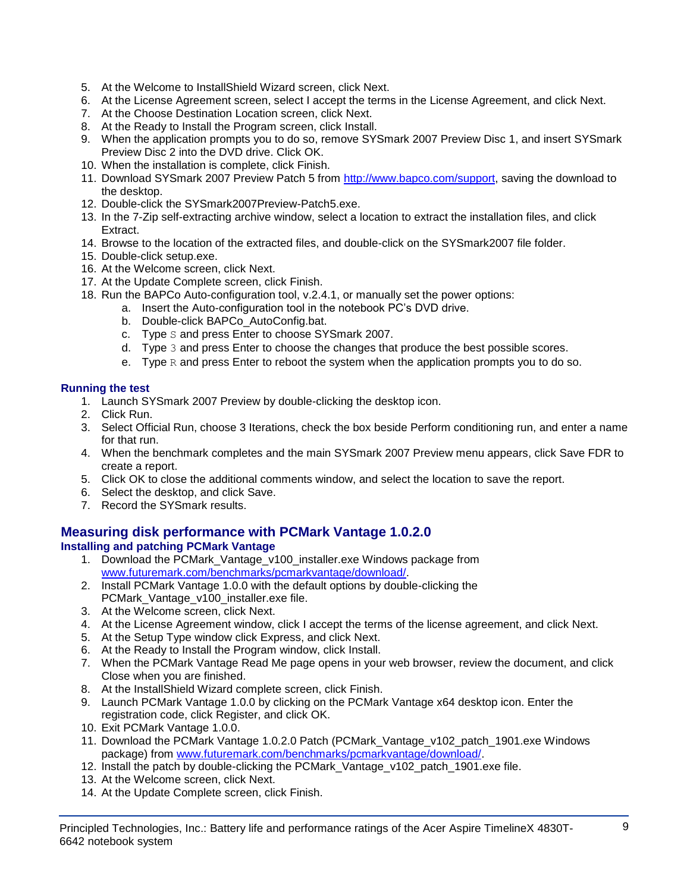5. At the Welcome to InstallShield Wizard screen, click Next.
6. At the License Agreement screen, select I accept the terms in the License Agreement, and click Next.
7. At the Choose Destination Location screen, click Next.
8. At the Ready to Install the Program screen, click Install.
9. When the application prompts you to do so, remove SYSmark 2007 Preview Disc 1, and insert SYSmark Preview Disc 2 into the DVD drive. Click OK.
10. When the installation is complete, click Finish.
11. Download SYSmark 2007 Preview Patch 5 from http://www.bapco.com/support, saving the download to the desktop.
12. Double-click the SYSmark2007Preview-Patch5.exe.
13. In the 7-Zip self-extracting archive window, select a location to extract the installation files, and click Extract.
14. Browse to the location of the extracted files, and double-click on the SYSmark2007 file folder.
15. Double-click setup.exe.
16. At the Welcome screen, click Next.
17. At the Update Complete screen, click Finish.
18. Run the BAPCo Auto-configuration tool, v.2.4.1, or manually set the power options:
    a. Insert the Auto-configuration tool in the notebook PC's DVD drive.
    b. Double-click BAPCo_AutoConfig.bat.
    c. Type `S` and press Enter to choose SYSmark 2007.
    d. Type `3` and press Enter to choose the changes that produce the best possible scores.
    e. Type `R` and press Enter to reboot the system when the application prompts you to do so.

### Running the test

1. Launch SYSmark 2007 Preview by double-clicking the desktop icon.
2. Click Run.
3. Select Official Run, choose 3 Iterations, check the box beside Perform conditioning run, and enter a name for that run.
4. When the benchmark completes and the main SYSmark 2007 Preview menu appears, click Save FDR to create a report.
5. Click OK to close the additional comments window, and select the location to save the report.
6. Select the desktop, and click Save.
7. Record the SYSmark results.

## Measuring disk performance with PCMark Vantage 1.0.2.0

### Installing and patching PCMark Vantage

1. Download the PCMark_Vantage_v100_installer.exe Windows package from www.futuremark.com/benchmarks/pcmarkvantage/download/.
2. Install PCMark Vantage 1.0.0 with the default options by double-clicking the PCMark_Vantage_v100_installer.exe file.
3. At the Welcome screen, click Next.
4. At the License Agreement window, click I accept the terms of the license agreement, and click Next.
5. At the Setup Type window click Express, and click Next.
6. At the Ready to Install the Program window, click Install.
7. When the PCMark Vantage Read Me page opens in your web browser, review the document, and click Close when you are finished.
8. At the InstallShield Wizard complete screen, click Finish.
9. Launch PCMark Vantage 1.0.0 by clicking on the PCMark Vantage x64 desktop icon. Enter the registration code, click Register, and click OK.
10. Exit PCMark Vantage 1.0.0.
11. Download the PCMark Vantage 1.0.2.0 Patch (PCMark_Vantage_v102_patch_1901.exe Windows package) from www.futuremark.com/benchmarks/pcmarkvantage/download/.
12. Install the patch by double-clicking the PCMark_Vantage_v102_patch_1901.exe file.
13. At the Welcome screen, click Next.
14. At the Update Complete screen, click Finish.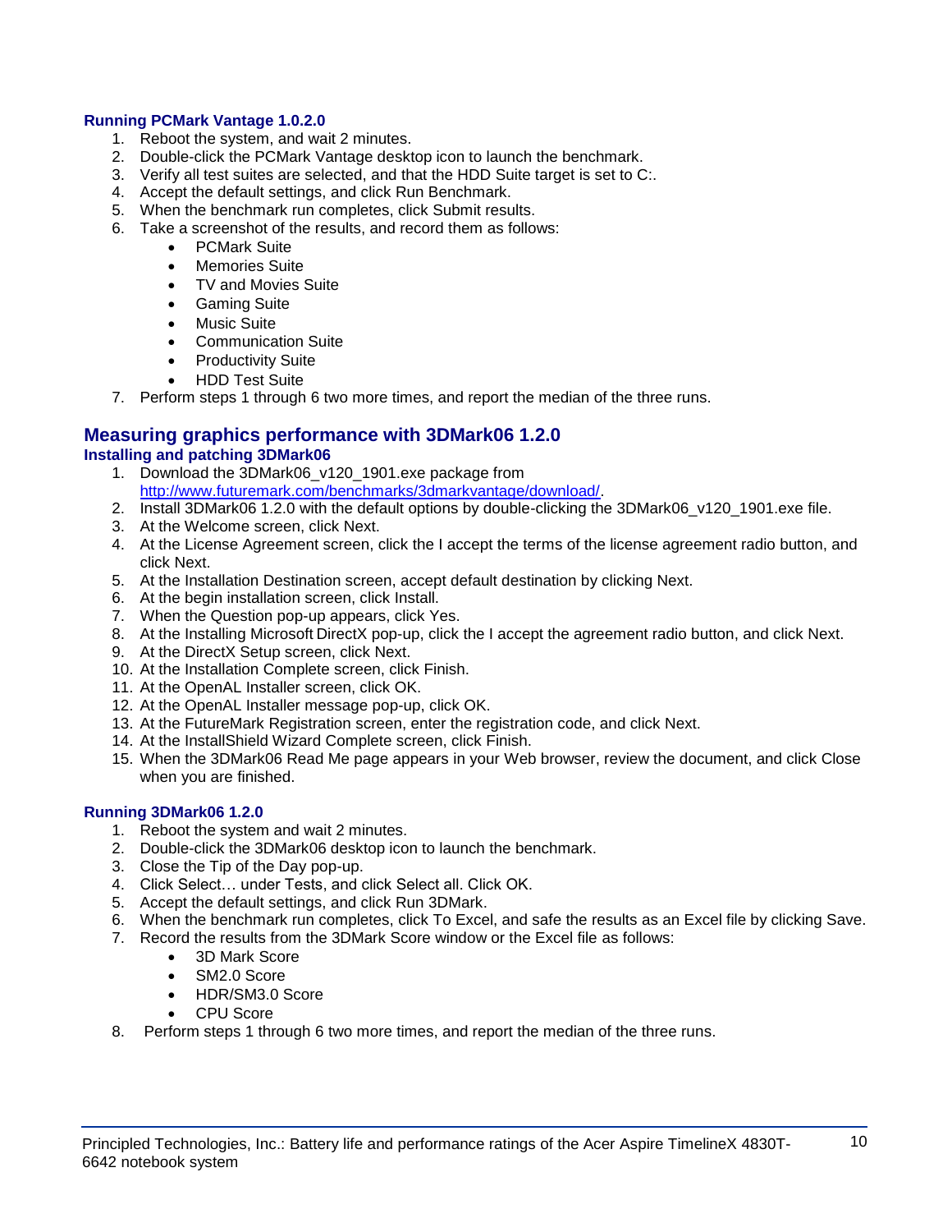### Running PCMark Vantage 1.0.2.0

1. Reboot the system, and wait 2 minutes.
2. Double-click the PCMark Vantage desktop icon to launch the benchmark.
3. Verify all test suites are selected, and that the HDD Suite target is set to C:.
4. Accept the default settings, and click Run Benchmark.
5. When the benchmark run completes, click Submit results.
6. Take a screenshot of the results, and record them as follows:
    - PCMark Suite
    - Memories Suite
    - TV and Movies Suite
    - Gaming Suite
    - Music Suite
    - Communication Suite
    - Productivity Suite
    - HDD Test Suite
7. Perform steps 1 through 6 two more times, and report the median of the three runs.

## Measuring graphics performance with 3DMark06 1.2.0

### Installing and patching 3DMark06

1. Download the 3DMark06_v120_1901.exe package from http://www.futuremark.com/benchmarks/3dmarkvantage/download/.
2. Install 3DMark06 1.2.0 with the default options by double-clicking the 3DMark06_v120_1901.exe file.
3. At the Welcome screen, click Next.
4. At the License Agreement screen, click the I accept the terms of the license agreement radio button, and click Next.
5. At the Installation Destination screen, accept default destination by clicking Next.
6. At the begin installation screen, click Install.
7. When the Question pop-up appears, click Yes.
8. At the Installing Microsoft DirectX pop-up, click the I accept the agreement radio button, and click Next.
9. At the DirectX Setup screen, click Next.
10. At the Installation Complete screen, click Finish.
11. At the OpenAL Installer screen, click OK.
12. At the OpenAL Installer message pop-up, click OK.
13. At the FutureMark Registration screen, enter the registration code, and click Next.
14. At the InstallShield Wizard Complete screen, click Finish.
15. When the 3DMark06 Read Me page appears in your Web browser, review the document, and click Close when you are finished.

### Running 3DMark06 1.2.0

1. Reboot the system and wait 2 minutes.
2. Double-click the 3DMark06 desktop icon to launch the benchmark.
3. Close the Tip of the Day pop-up.
4. Click Select… under Tests, and click Select all. Click OK.
5. Accept the default settings, and click Run 3DMark.
6. When the benchmark run completes, click To Excel, and safe the results as an Excel file by clicking Save.
7. Record the results from the 3DMark Score window or the Excel file as follows:
    - 3D Mark Score
    - SM2.0 Score
    - HDR/SM3.0 Score
    - CPU Score
8. Perform steps 1 through 6 two more times, and report the median of the three runs.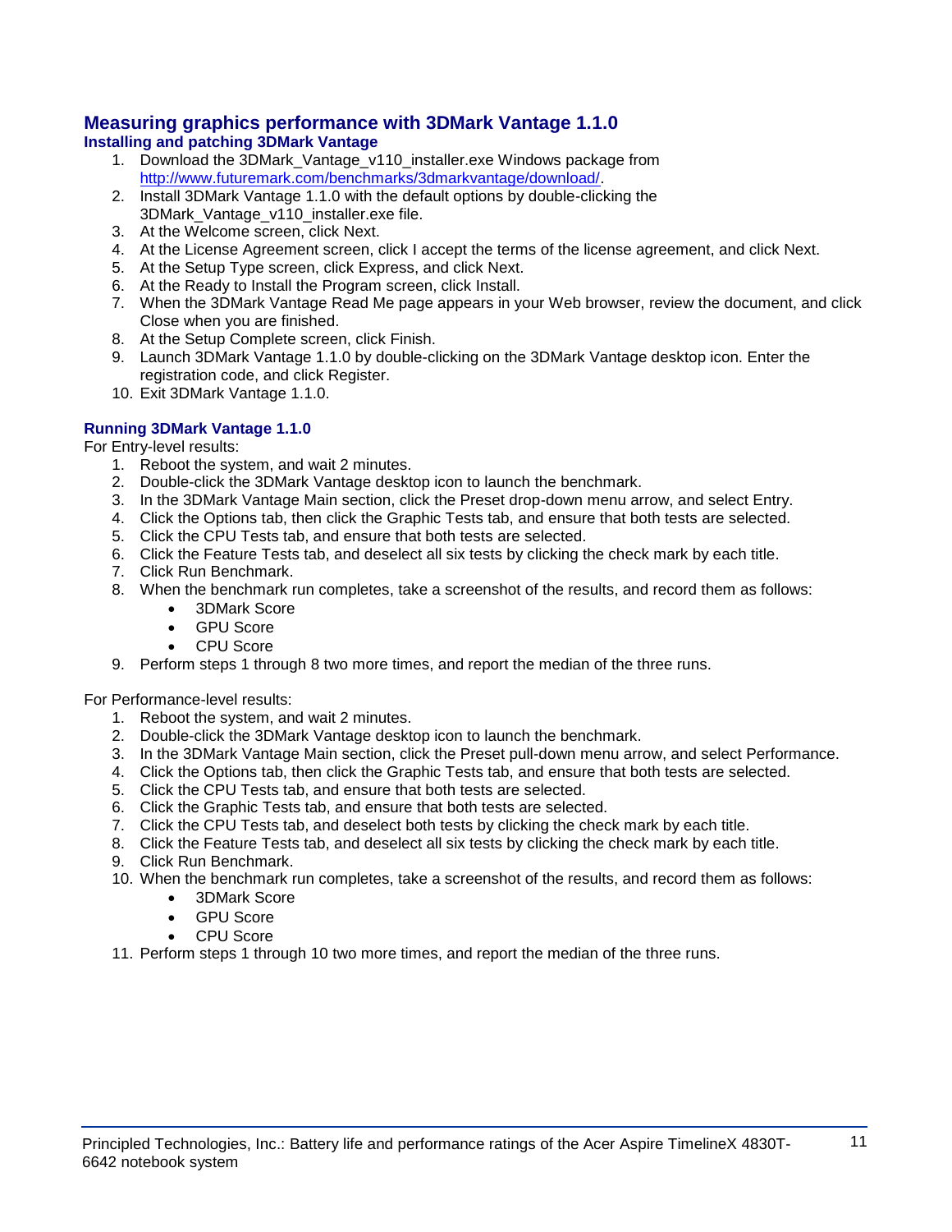## Measuring graphics performance with 3DMark Vantage 1.1.0

### Installing and patching 3DMark Vantage

1. Download the 3DMark_Vantage_v110_installer.exe Windows package from http://www.futuremark.com/benchmarks/3dmarkvantage/download/.
2. Install 3DMark Vantage 1.1.0 with the default options by double-clicking the 3DMark_Vantage_v110_installer.exe file.
3. At the Welcome screen, click Next.
4. At the License Agreement screen, click I accept the terms of the license agreement, and click Next.
5. At the Setup Type screen, click Express, and click Next.
6. At the Ready to Install the Program screen, click Install.
7. When the 3DMark Vantage Read Me page appears in your Web browser, review the document, and click Close when you are finished.
8. At the Setup Complete screen, click Finish.
9. Launch 3DMark Vantage 1.1.0 by double-clicking on the 3DMark Vantage desktop icon. Enter the registration code, and click Register.
10. Exit 3DMark Vantage 1.1.0.

### Running 3DMark Vantage 1.1.0

For Entry-level results:

1. Reboot the system, and wait 2 minutes.
2. Double-click the 3DMark Vantage desktop icon to launch the benchmark.
3. In the 3DMark Vantage Main section, click the Preset drop-down menu arrow, and select Entry.
4. Click the Options tab, then click the Graphic Tests tab, and ensure that both tests are selected.
5. Click the CPU Tests tab, and ensure that both tests are selected.
6. Click the Feature Tests tab, and deselect all six tests by clicking the check mark by each title.
7. Click Run Benchmark.
8. When the benchmark run completes, take a screenshot of the results, and record them as follows:
   - 3DMark Score
   - GPU Score
   - CPU Score
9. Perform steps 1 through 8 two more times, and report the median of the three runs.

For Performance-level results:

1. Reboot the system, and wait 2 minutes.
2. Double-click the 3DMark Vantage desktop icon to launch the benchmark.
3. In the 3DMark Vantage Main section, click the Preset pull-down menu arrow, and select Performance.
4. Click the Options tab, then click the Graphic Tests tab, and ensure that both tests are selected.
5. Click the CPU Tests tab, and ensure that both tests are selected.
6. Click the Graphic Tests tab, and ensure that both tests are selected.
7. Click the CPU Tests tab, and deselect both tests by clicking the check mark by each title.
8. Click the Feature Tests tab, and deselect all six tests by clicking the check mark by each title.
9. Click Run Benchmark.
10. When the benchmark run completes, take a screenshot of the results, and record them as follows:
    - 3DMark Score
    - GPU Score
    - CPU Score
11. Perform steps 1 through 10 two more times, and report the median of the three runs.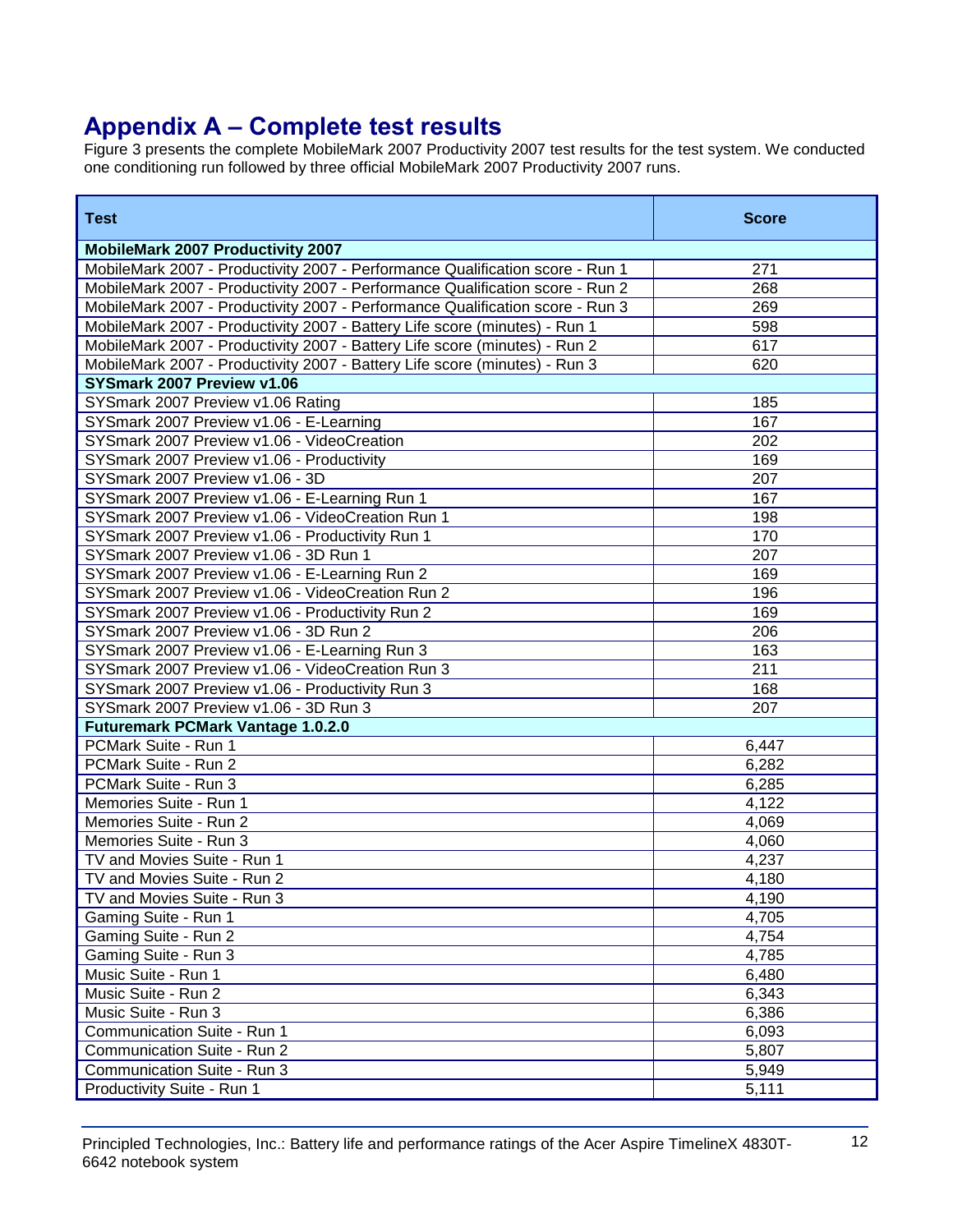## Appendix A – Complete test results

Figure 3 presents the complete MobileMark 2007 Productivity 2007 test results for the test system. We conducted one conditioning run followed by three official MobileMark 2007 Productivity 2007 runs.

| Test | Score |
|---|---|
| **MobileMark 2007 Productivity 2007** | |
| MobileMark 2007 - Productivity 2007 - Performance Qualification score - Run 1 | 271 |
| MobileMark 2007 - Productivity 2007 - Performance Qualification score - Run 2 | 268 |
| MobileMark 2007 - Productivity 2007 - Performance Qualification score - Run 3 | 269 |
| MobileMark 2007 - Productivity 2007 - Battery Life score (minutes) - Run 1 | 598 |
| MobileMark 2007 - Productivity 2007 - Battery Life score (minutes) - Run 2 | 617 |
| MobileMark 2007 - Productivity 2007 - Battery Life score (minutes) - Run 3 | 620 |
| **SYSmark 2007 Preview v1.06** | |
| SYSmark 2007 Preview v1.06 Rating | 185 |
| SYSmark 2007 Preview v1.06 - E-Learning | 167 |
| SYSmark 2007 Preview v1.06 - VideoCreation | 202 |
| SYSmark 2007 Preview v1.06 - Productivity | 169 |
| SYSmark 2007 Preview v1.06 - 3D | 207 |
| SYSmark 2007 Preview v1.06 - E-Learning Run 1 | 167 |
| SYSmark 2007 Preview v1.06 - VideoCreation Run 1 | 198 |
| SYSmark 2007 Preview v1.06 - Productivity Run 1 | 170 |
| SYSmark 2007 Preview v1.06 - 3D Run 1 | 207 |
| SYSmark 2007 Preview v1.06 - E-Learning Run 2 | 169 |
| SYSmark 2007 Preview v1.06 - VideoCreation Run 2 | 196 |
| SYSmark 2007 Preview v1.06 - Productivity Run 2 | 169 |
| SYSmark 2007 Preview v1.06 - 3D Run 2 | 206 |
| SYSmark 2007 Preview v1.06 - E-Learning Run 3 | 163 |
| SYSmark 2007 Preview v1.06 - VideoCreation Run 3 | 211 |
| SYSmark 2007 Preview v1.06 - Productivity Run 3 | 168 |
| SYSmark 2007 Preview v1.06 - 3D Run 3 | 207 |
| **Futuremark PCMark Vantage 1.0.2.0** | |
| PCMark Suite - Run 1 | 6,447 |
| PCMark Suite - Run 2 | 6,282 |
| PCMark Suite - Run 3 | 6,285 |
| Memories Suite - Run 1 | 4,122 |
| Memories Suite - Run 2 | 4,069 |
| Memories Suite - Run 3 | 4,060 |
| TV and Movies Suite - Run 1 | 4,237 |
| TV and Movies Suite - Run 2 | 4,180 |
| TV and Movies Suite - Run 3 | 4,190 |
| Gaming Suite - Run 1 | 4,705 |
| Gaming Suite - Run 2 | 4,754 |
| Gaming Suite - Run 3 | 4,785 |
| Music Suite - Run 1 | 6,480 |
| Music Suite - Run 2 | 6,343 |
| Music Suite - Run 3 | 6,386 |
| Communication Suite - Run 1 | 6,093 |
| Communication Suite - Run 2 | 5,807 |
| Communication Suite - Run 3 | 5,949 |
| Productivity Suite - Run 1 | 5,111 |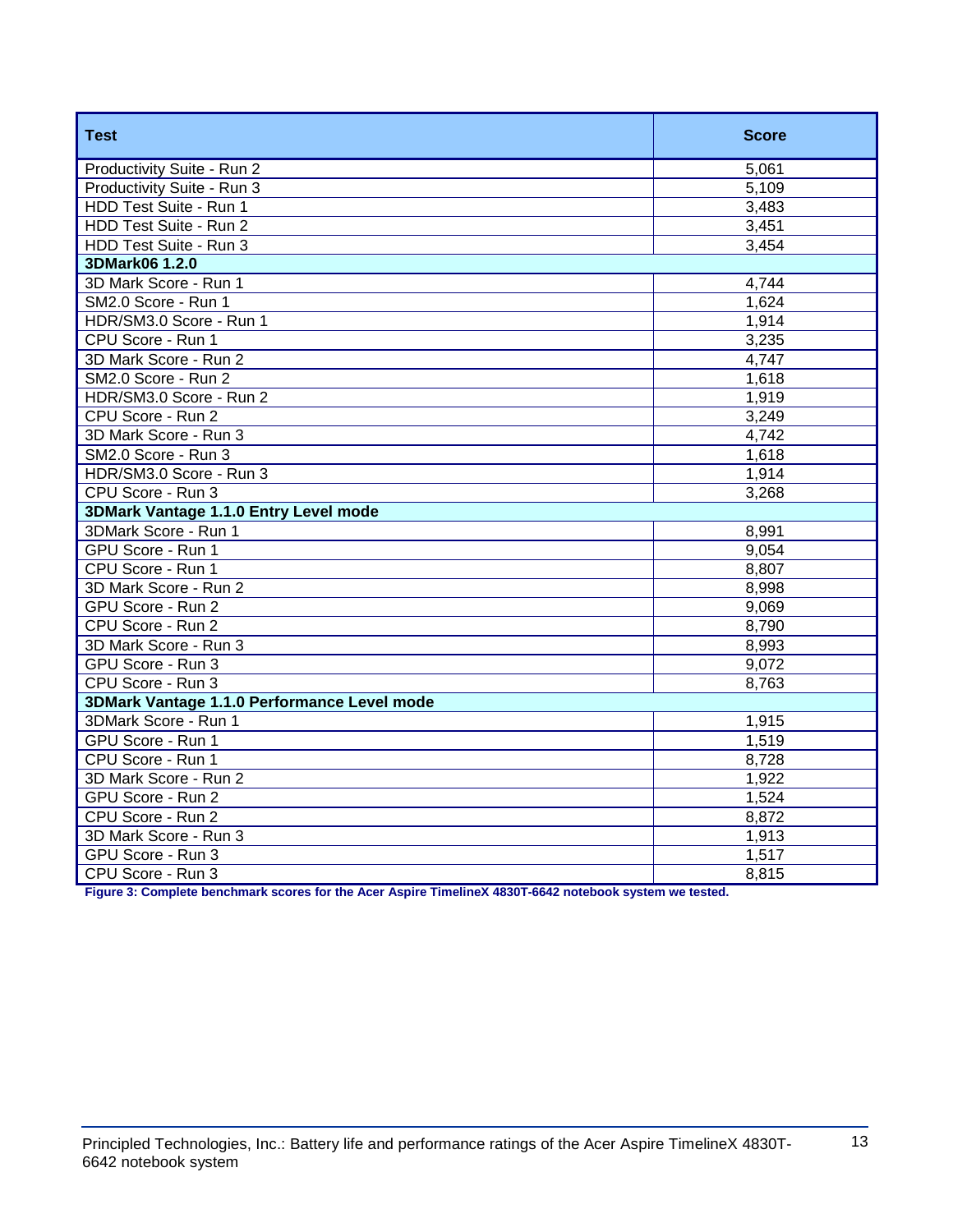| Test | Score |
| --- | --- |
| Productivity Suite - Run 2 | 5,061 |
| Productivity Suite - Run 3 | 5,109 |
| HDD Test Suite - Run 1 | 3,483 |
| HDD Test Suite - Run 2 | 3,451 |
| HDD Test Suite - Run 3 | 3,454 |
| **3DMark06 1.2.0** | |
| 3D Mark Score - Run 1 | 4,744 |
| SM2.0 Score - Run 1 | 1,624 |
| HDR/SM3.0 Score - Run 1 | 1,914 |
| CPU Score - Run 1 | 3,235 |
| 3D Mark Score - Run 2 | 4,747 |
| SM2.0 Score - Run 2 | 1,618 |
| HDR/SM3.0 Score - Run 2 | 1,919 |
| CPU Score - Run 2 | 3,249 |
| 3D Mark Score - Run 3 | 4,742 |
| SM2.0 Score - Run 3 | 1,618 |
| HDR/SM3.0 Score - Run 3 | 1,914 |
| CPU Score - Run 3 | 3,268 |
| **3DMark Vantage 1.1.0 Entry Level mode** | |
| 3DMark Score - Run 1 | 8,991 |
| GPU Score - Run 1 | 9,054 |
| CPU Score - Run 1 | 8,807 |
| 3D Mark Score - Run 2 | 8,998 |
| GPU Score - Run 2 | 9,069 |
| CPU Score - Run 2 | 8,790 |
| 3D Mark Score - Run 3 | 8,993 |
| GPU Score - Run 3 | 9,072 |
| CPU Score - Run 3 | 8,763 |
| **3DMark Vantage 1.1.0 Performance Level mode** | |
| 3DMark Score - Run 1 | 1,915 |
| GPU Score - Run 1 | 1,519 |
| CPU Score - Run 1 | 8,728 |
| 3D Mark Score - Run 2 | 1,922 |
| GPU Score - Run 2 | 1,524 |
| CPU Score - Run 2 | 8,872 |
| 3D Mark Score - Run 3 | 1,913 |
| GPU Score - Run 3 | 1,517 |
| CPU Score - Run 3 | 8,815 |

**Figure 3: Complete benchmark scores for the Acer Aspire TimelineX 4830T-6642 notebook system we tested.**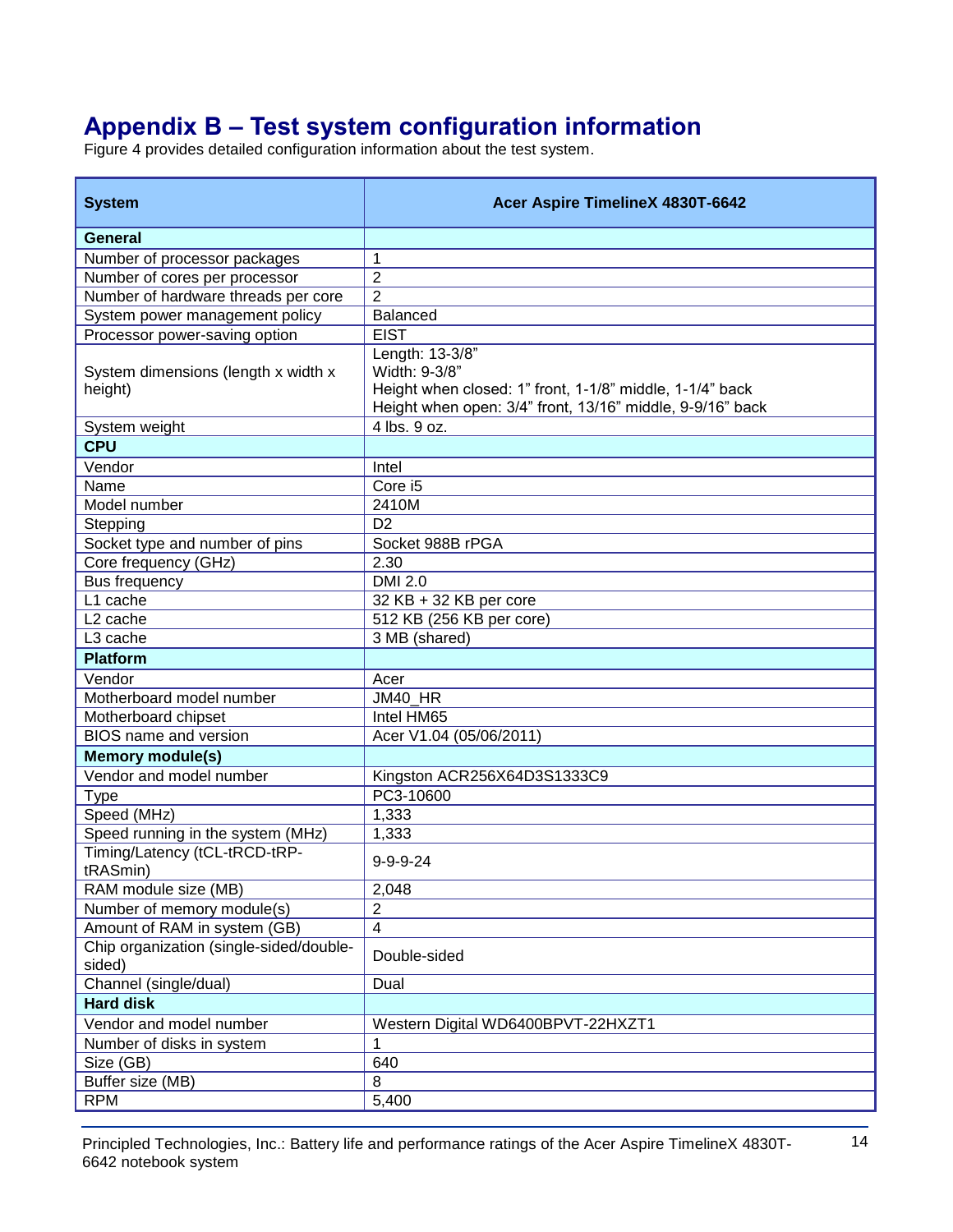# Appendix B – Test system configuration information

Figure 4 provides detailed configuration information about the test system.

| System | Acer Aspire TimelineX 4830T-6642 |
|---|---|
| **General** | |
| Number of processor packages | 1 |
| Number of cores per processor | 2 |
| Number of hardware threads per core | 2 |
| System power management policy | Balanced |
| Processor power-saving option | EIST |
| System dimensions (length x width x height) | Length: 13-3/8"<br>Width: 9-3/8"<br>Height when closed: 1" front, 1-1/8" middle, 1-1/4" back<br>Height when open: 3/4" front, 13/16" middle, 9-9/16" back |
| System weight | 4 lbs. 9 oz. |
| **CPU** | |
| Vendor | Intel |
| Name | Core i5 |
| Model number | 2410M |
| Stepping | D2 |
| Socket type and number of pins | Socket 988B rPGA |
| Core frequency (GHz) | 2.30 |
| Bus frequency | DMI 2.0 |
| L1 cache | 32 KB + 32 KB per core |
| L2 cache | 512 KB (256 KB per core) |
| L3 cache | 3 MB (shared) |
| **Platform** | |
| Vendor | Acer |
| Motherboard model number | JM40_HR |
| Motherboard chipset | Intel HM65 |
| BIOS name and version | Acer V1.04 (05/06/2011) |
| **Memory module(s)** | |
| Vendor and model number | Kingston ACR256X64D3S1333C9 |
| Type | PC3-10600 |
| Speed (MHz) | 1,333 |
| Speed running in the system (MHz) | 1,333 |
| Timing/Latency (tCL-tRCD-tRP-tRASmin) | 9-9-9-24 |
| RAM module size (MB) | 2,048 |
| Number of memory module(s) | 2 |
| Amount of RAM in system (GB) | 4 |
| Chip organization (single-sided/double-sided) | Double-sided |
| Channel (single/dual) | Dual |
| **Hard disk** | |
| Vendor and model number | Western Digital WD6400BPVT-22HXZT1 |
| Number of disks in system | 1 |
| Size (GB) | 640 |
| Buffer size (MB) | 8 |
| RPM | 5,400 |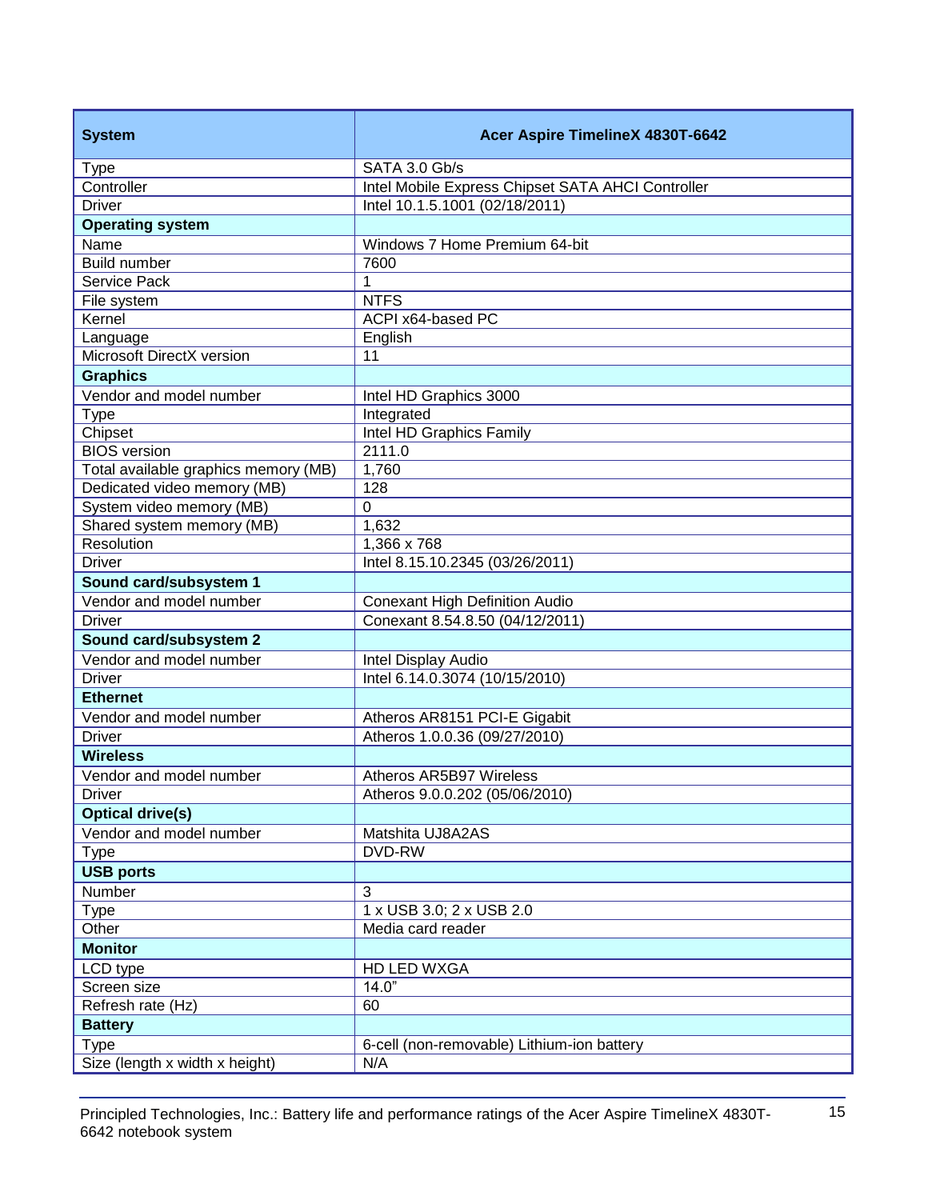| System | Acer Aspire TimelineX 4830T-6642 |
| --- | --- |
| Type | SATA 3.0 Gb/s |
| Controller | Intel Mobile Express Chipset SATA AHCI Controller |
| Driver | Intel 10.1.5.1001 (02/18/2011) |
| **Operating system** | |
| Name | Windows 7 Home Premium 64-bit |
| Build number | 7600 |
| Service Pack | 1 |
| File system | NTFS |
| Kernel | ACPI x64-based PC |
| Language | English |
| Microsoft DirectX version | 11 |
| **Graphics** | |
| Vendor and model number | Intel HD Graphics 3000 |
| Type | Integrated |
| Chipset | Intel HD Graphics Family |
| BIOS version | 2111.0 |
| Total available graphics memory (MB) | 1,760 |
| Dedicated video memory (MB) | 128 |
| System video memory (MB) | 0 |
| Shared system memory (MB) | 1,632 |
| Resolution | 1,366 x 768 |
| Driver | Intel 8.15.10.2345 (03/26/2011) |
| **Sound card/subsystem 1** | |
| Vendor and model number | Conexant High Definition Audio |
| Driver | Conexant 8.54.8.50 (04/12/2011) |
| **Sound card/subsystem 2** | |
| Vendor and model number | Intel Display Audio |
| Driver | Intel 6.14.0.3074 (10/15/2010) |
| **Ethernet** | |
| Vendor and model number | Atheros AR8151 PCI-E Gigabit |
| Driver | Atheros 1.0.0.36 (09/27/2010) |
| **Wireless** | |
| Vendor and model number | Atheros AR5B97 Wireless |
| Driver | Atheros 9.0.0.202 (05/06/2010) |
| **Optical drive(s)** | |
| Vendor and model number | Matshita UJ8A2AS |
| Type | DVD-RW |
| **USB ports** | |
| Number | 3 |
| Type | 1 x USB 3.0; 2 x USB 2.0 |
| Other | Media card reader |
| **Monitor** | |
| LCD type | HD LED WXGA |
| Screen size | 14.0" |
| Refresh rate (Hz) | 60 |
| **Battery** | |
| Type | 6-cell (non-removable) Lithium-ion battery |
| Size (length x width x height) | N/A |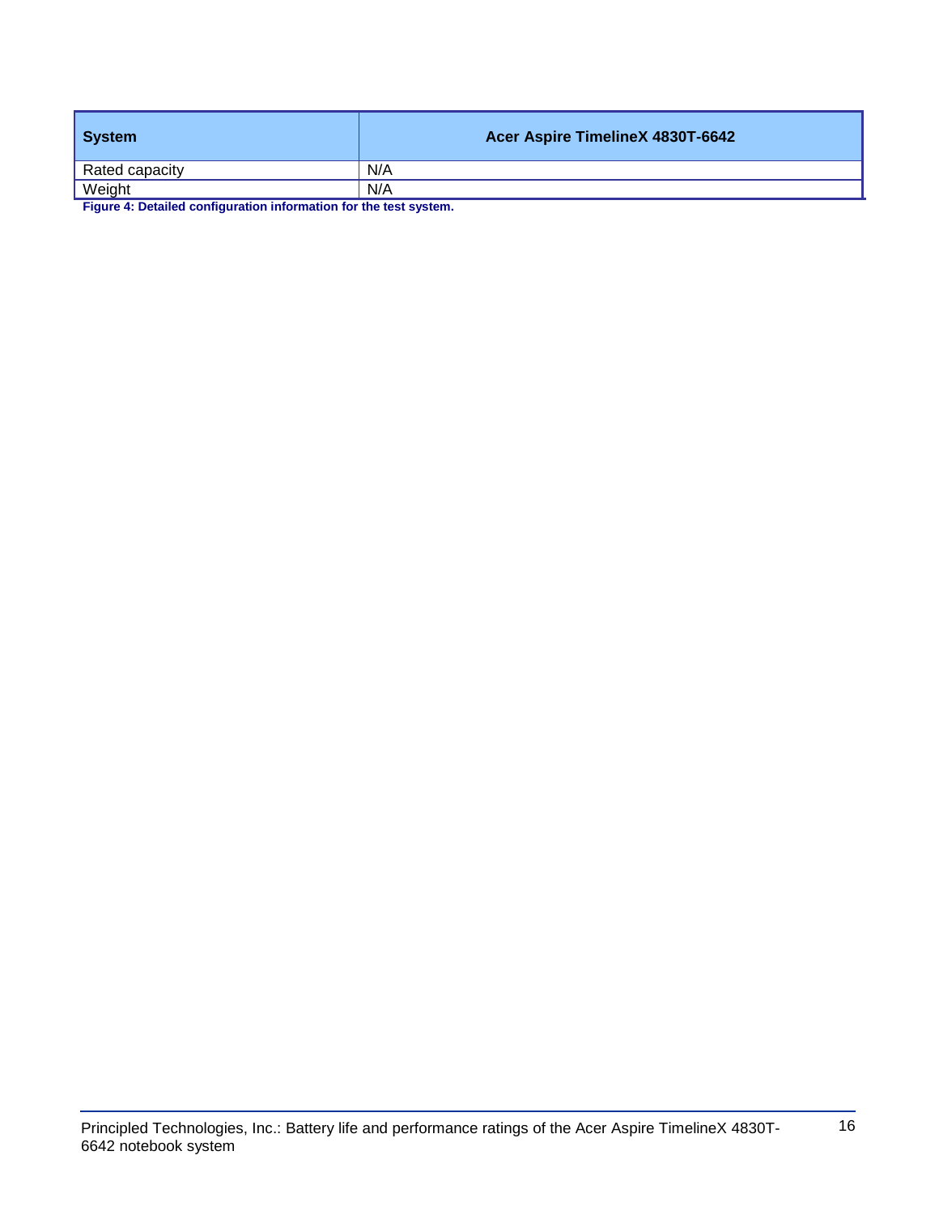| System | Acer Aspire TimelineX 4830T-6642 |
| --- | --- |
| Rated capacity | N/A |
| Weight | N/A |

**Figure 4: Detailed configuration information for the test system.**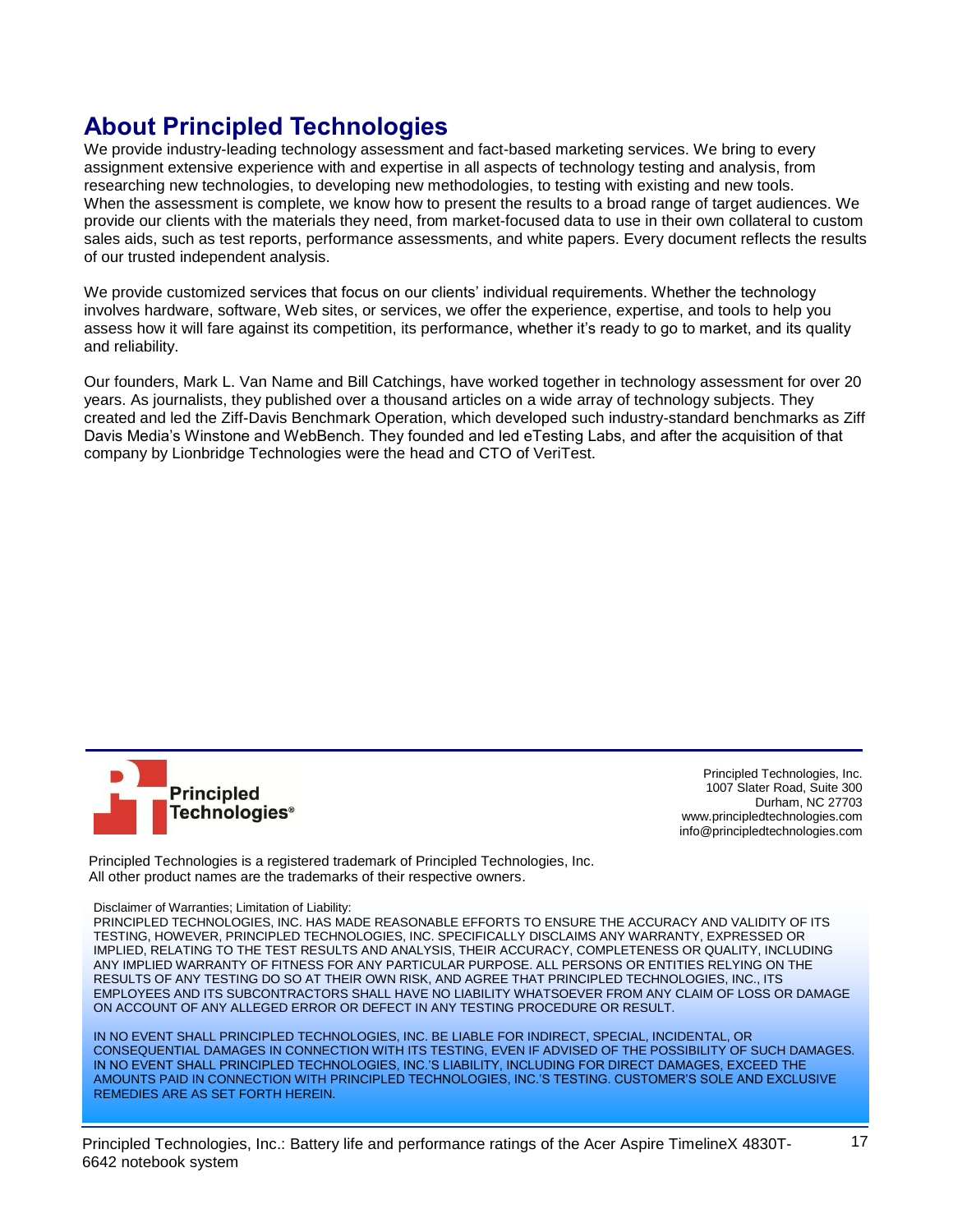# About Principled Technologies

We provide industry-leading technology assessment and fact-based marketing services. We bring to every assignment extensive experience with and expertise in all aspects of technology testing and analysis, from researching new technologies, to developing new methodologies, to testing with existing and new tools.
When the assessment is complete, we know how to present the results to a broad range of target audiences. We provide our clients with the materials they need, from market-focused data to use in their own collateral to custom sales aids, such as test reports, performance assessments, and white papers. Every document reflects the results of our trusted independent analysis.

We provide customized services that focus on our clients' individual requirements. Whether the technology involves hardware, software, Web sites, or services, we offer the experience, expertise, and tools to help you assess how it will fare against its competition, its performance, whether it's ready to go to market, and its quality and reliability.

Our founders, Mark L. Van Name and Bill Catchings, have worked together in technology assessment for over 20 years. As journalists, they published over a thousand articles on a wide array of technology subjects. They created and led the Ziff-Davis Benchmark Operation, which developed such industry-standard benchmarks as Ziff Davis Media's Winstone and WebBench. They founded and led eTesting Labs, and after the acquisition of that company by Lionbridge Technologies were the head and CTO of VeriTest.

Principled Technologies®

Principled Technologies, Inc.
1007 Slater Road, Suite 300
Durham, NC 27703
www.principledtechnologies.com
info@principledtechnologies.com

Principled Technologies is a registered trademark of Principled Technologies, Inc.
All other product names are the trademarks of their respective owners.

Disclaimer of Warranties; Limitation of Liability:
PRINCIPLED TECHNOLOGIES, INC. HAS MADE REASONABLE EFFORTS TO ENSURE THE ACCURACY AND VALIDITY OF ITS TESTING, HOWEVER, PRINCIPLED TECHNOLOGIES, INC. SPECIFICALLY DISCLAIMS ANY WARRANTY, EXPRESSED OR IMPLIED, RELATING TO THE TEST RESULTS AND ANALYSIS, THEIR ACCURACY, COMPLETENESS OR QUALITY, INCLUDING ANY IMPLIED WARRANTY OF FITNESS FOR ANY PARTICULAR PURPOSE. ALL PERSONS OR ENTITIES RELYING ON THE RESULTS OF ANY TESTING DO SO AT THEIR OWN RISK, AND AGREE THAT PRINCIPLED TECHNOLOGIES, INC., ITS EMPLOYEES AND ITS SUBCONTRACTORS SHALL HAVE NO LIABILITY WHATSOEVER FROM ANY CLAIM OF LOSS OR DAMAGE ON ACCOUNT OF ANY ALLEGED ERROR OR DEFECT IN ANY TESTING PROCEDURE OR RESULT.

IN NO EVENT SHALL PRINCIPLED TECHNOLOGIES, INC. BE LIABLE FOR INDIRECT, SPECIAL, INCIDENTAL, OR CONSEQUENTIAL DAMAGES IN CONNECTION WITH ITS TESTING, EVEN IF ADVISED OF THE POSSIBILITY OF SUCH DAMAGES. IN NO EVENT SHALL PRINCIPLED TECHNOLOGIES, INC.'S LIABILITY, INCLUDING FOR DIRECT DAMAGES, EXCEED THE AMOUNTS PAID IN CONNECTION WITH PRINCIPLED TECHNOLOGIES, INC.'S TESTING. CUSTOMER'S SOLE AND EXCLUSIVE REMEDIES ARE AS SET FORTH HEREIN.